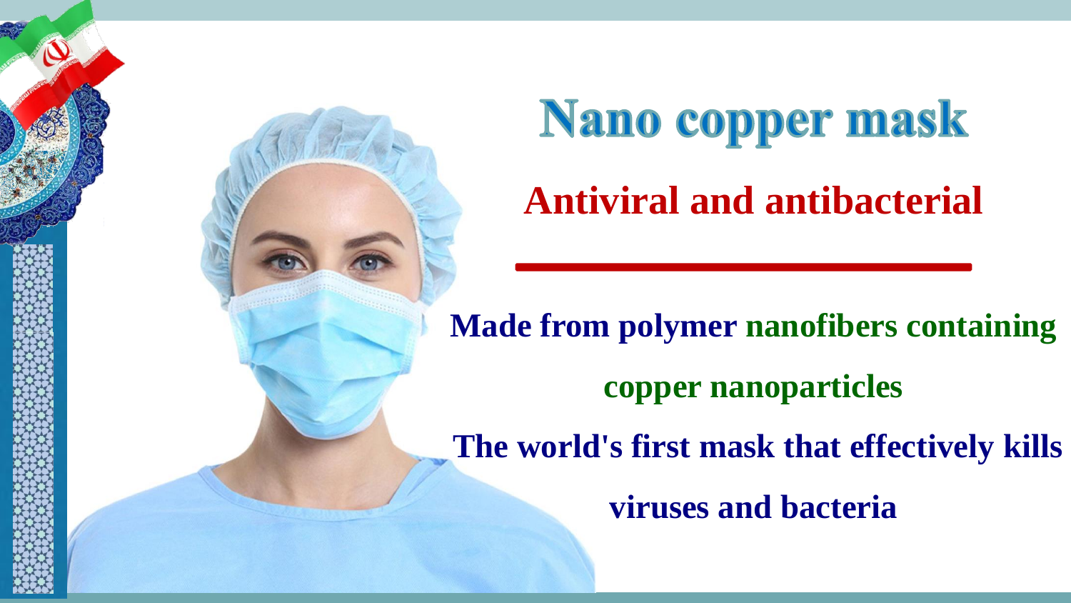# Nano copper mask

## Antiviral and antibacterial

---

**Made from polymer nanofibers containing copper nanoparticles**

**The world's first mask that effectively kills viruses and bacteria**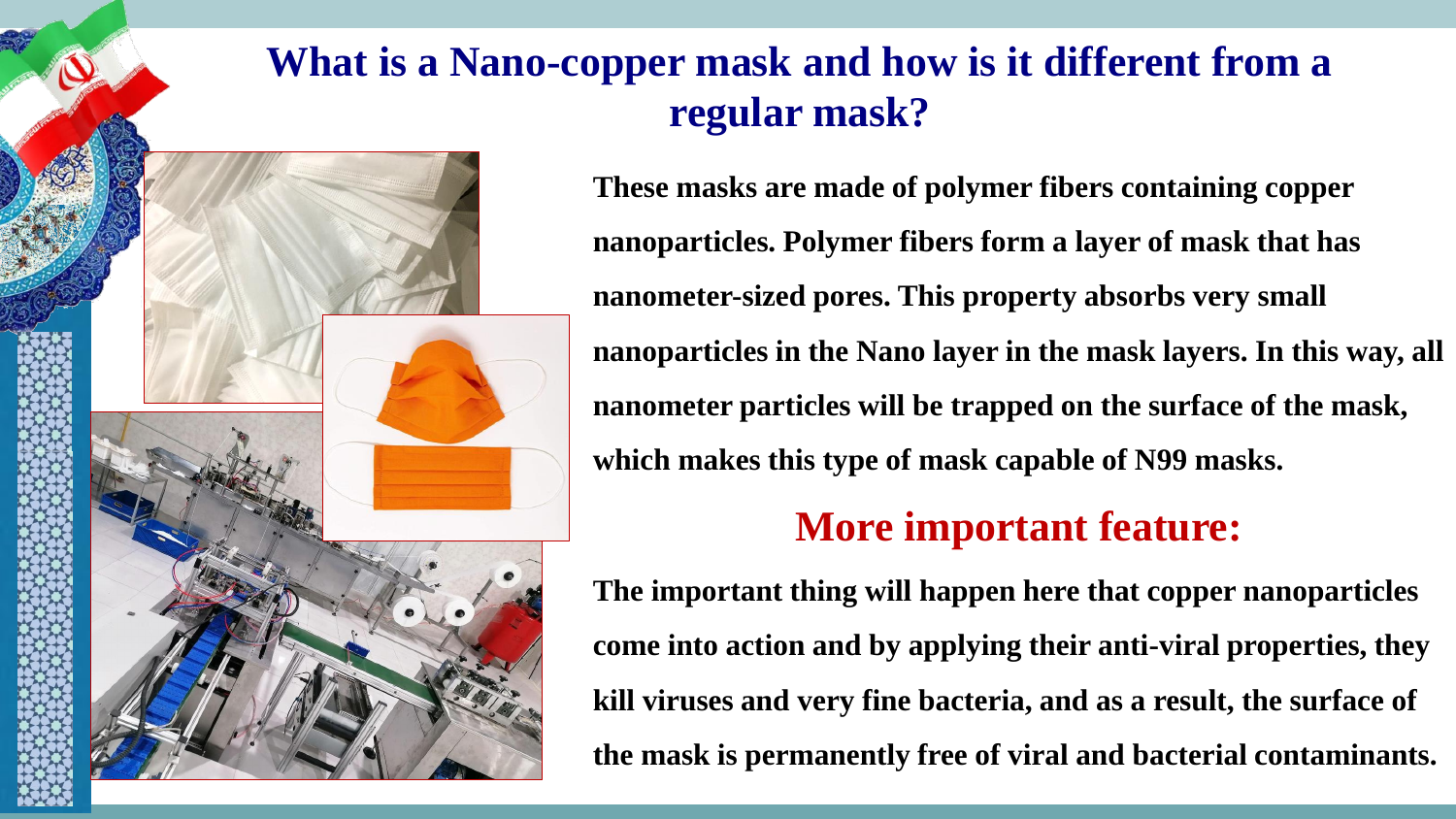# What is a Nano-copper mask and how is it different from a regular mask?

**These masks are made of polymer fibers containing copper nanoparticles. Polymer fibers form a layer of mask that has nanometer-sized pores. This property absorbs very small nanoparticles in the Nano layer in the mask layers. In this way, all nanometer particles will be trapped on the surface of the mask, which makes this type of mask capable of N99 masks.**

## More important feature:

**The important thing will happen here that copper nanoparticles come into action and by applying their anti-viral properties, they kill viruses and very fine bacteria, and as a result, the surface of the mask is permanently free of viral and bacterial contaminants.**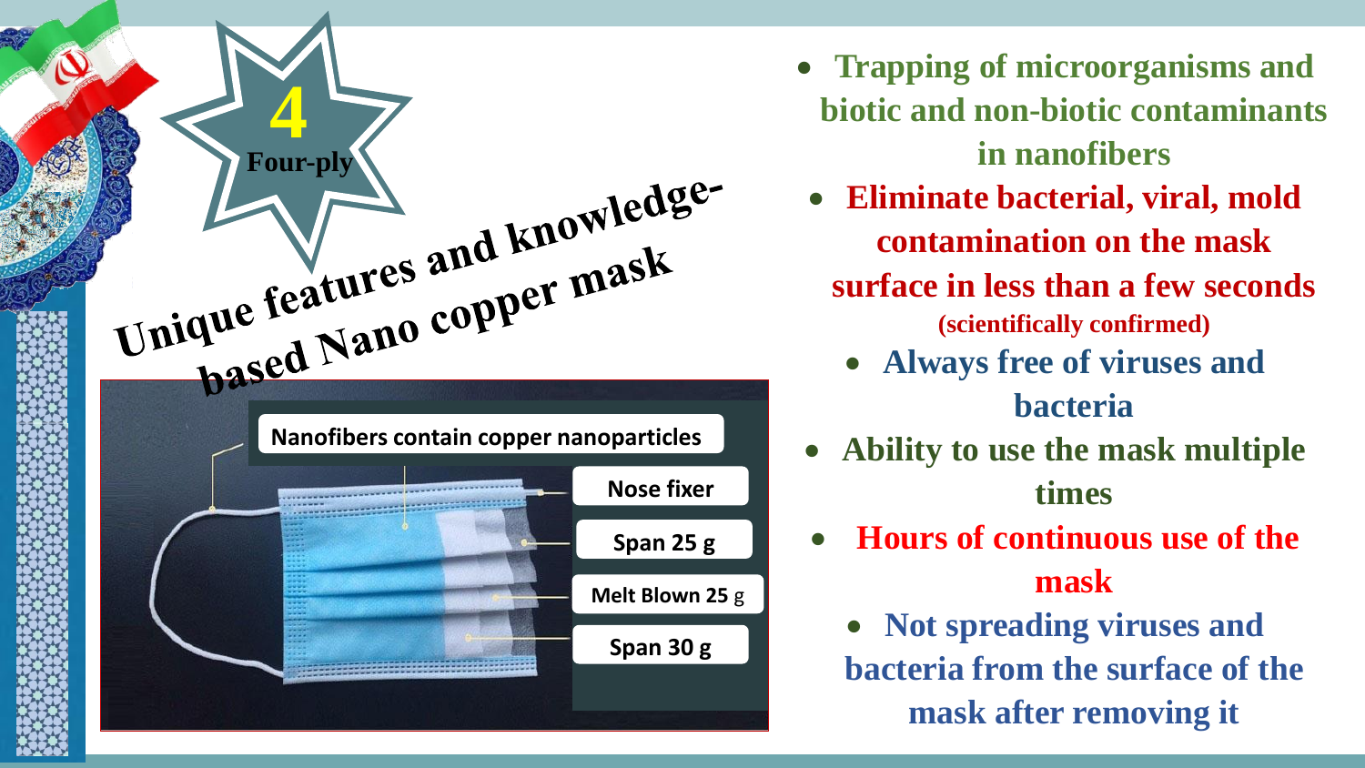# 4 Four-ply

## Unique features and knowledge-based Nano copper mask

Nanofibers contain copper nanoparticles

- Nose fixer
- Span 25 g
- Melt Blown 25 g
- Span 30 g

- **Trapping of microorganisms and biotic and non-biotic contaminants in nanofibers**
- **Eliminate bacterial, viral, mold contamination on the mask surface in less than a few seconds (scientifically confirmed)**
- **Always free of viruses and bacteria**
- **Ability to use the mask multiple times**
- **Hours of continuous use of the mask**
- **Not spreading viruses and bacteria from the surface of the mask after removing it**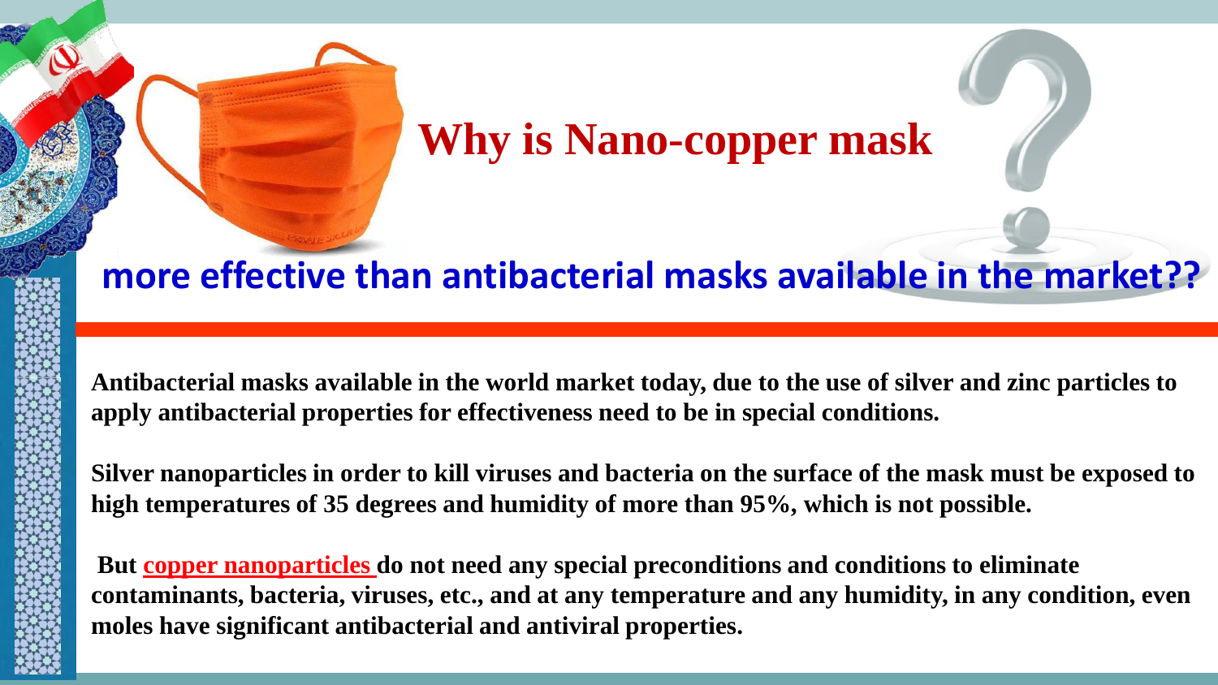# Why is Nano-copper mask

## more effective than antibacterial masks available in the market??

**Antibacterial masks available in the world market today, due to the use of silver and zinc particles to apply antibacterial properties for effectiveness need to be in special conditions.**

**Silver nanoparticles in order to kill viruses and bacteria on the surface of the mask must be exposed to high temperatures of 35 degrees and humidity of more than 95%, which is not possible.**

**But copper nanoparticles do not need any special preconditions and conditions to eliminate contaminants, bacteria, viruses, etc., and at any temperature and any humidity, in any condition, even moles have significant antibacterial and antiviral properties.**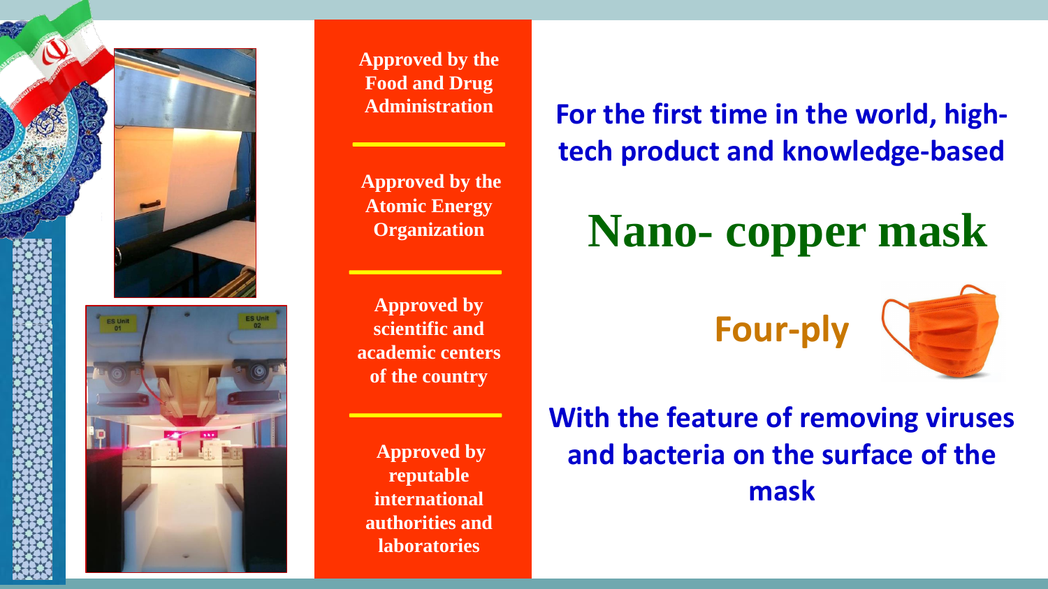Approved by the Food and Drug Administration

Approved by the Atomic Energy Organization

Approved by scientific and academic centers of the country

Approved by reputable international authorities and laboratories

**For the first time in the world, high-tech product and knowledge-based**

# Nano- copper mask

**Four-ply**

**With the feature of removing viruses and bacteria on the surface of the mask**